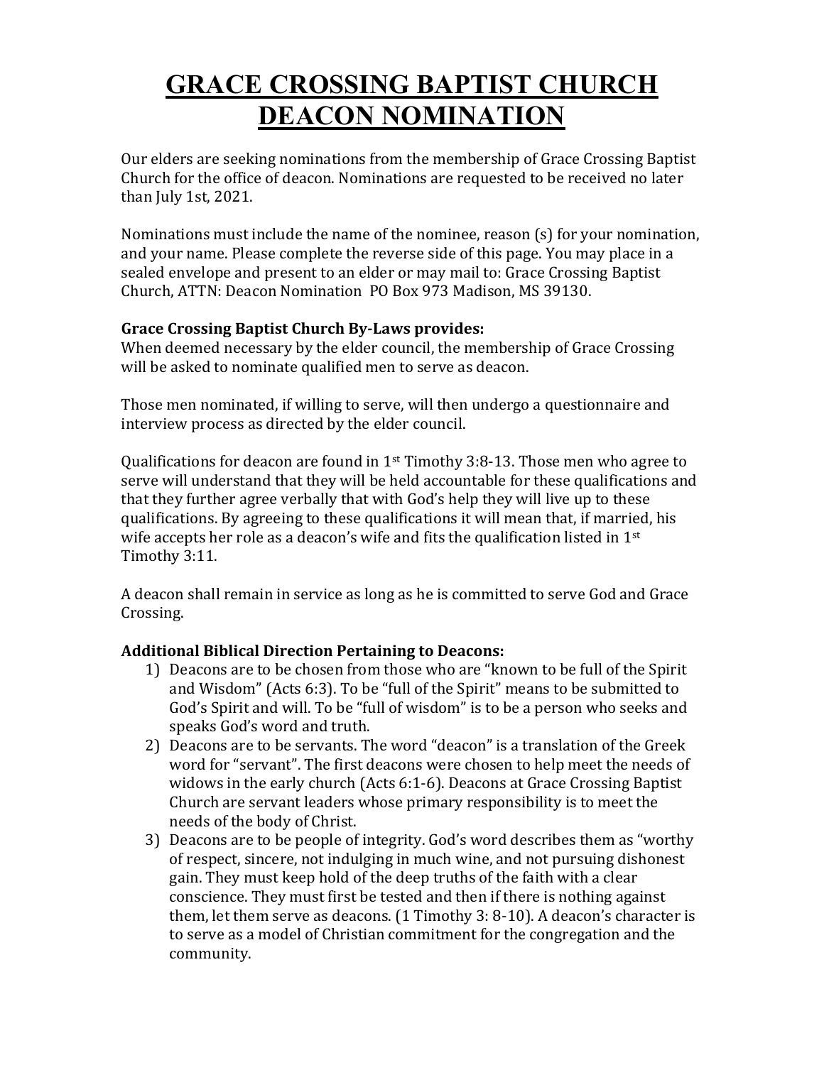# GRACE CROSSING BAPTIST CHURCH DEACON NOMINATION

Our elders are seeking nominations from the membership of Grace Crossing Baptist Church for the office of deacon. Nominations are requested to be received no later than July 1st, 2021.

Nominations must include the name of the nominee, reason (s) for your nomination, and your name. Please complete the reverse side of this page. You may place in a sealed envelope and present to an elder or may mail to: Grace Crossing Baptist Church, ATTN: Deacon Nomination PO Box 973 Madison, MS 39130.

**Grace Crossing Baptist Church By-Laws provides:**
When deemed necessary by the elder council, the membership of Grace Crossing will be asked to nominate qualified men to serve as deacon.

Those men nominated, if willing to serve, will then undergo a questionnaire and interview process as directed by the elder council.

Qualifications for deacon are found in 1st Timothy 3:8-13. Those men who agree to serve will understand that they will be held accountable for these qualifications and that they further agree verbally that with God's help they will live up to these qualifications. By agreeing to these qualifications it will mean that, if married, his wife accepts her role as a deacon's wife and fits the qualification listed in 1st Timothy 3:11.

A deacon shall remain in service as long as he is committed to serve God and Grace Crossing.

**Additional Biblical Direction Pertaining to Deacons:**

1) Deacons are to be chosen from those who are "known to be full of the Spirit and Wisdom" (Acts 6:3). To be "full of the Spirit" means to be submitted to God's Spirit and will. To be "full of wisdom" is to be a person who seeks and speaks God's word and truth.
2) Deacons are to be servants. The word "deacon" is a translation of the Greek word for "servant". The first deacons were chosen to help meet the needs of widows in the early church (Acts 6:1-6). Deacons at Grace Crossing Baptist Church are servant leaders whose primary responsibility is to meet the needs of the body of Christ.
3) Deacons are to be people of integrity. God's word describes them as "worthy of respect, sincere, not indulging in much wine, and not pursuing dishonest gain. They must keep hold of the deep truths of the faith with a clear conscience. They must first be tested and then if there is nothing against them, let them serve as deacons. (1 Timothy 3: 8-10). A deacon's character is to serve as a model of Christian commitment for the congregation and the community.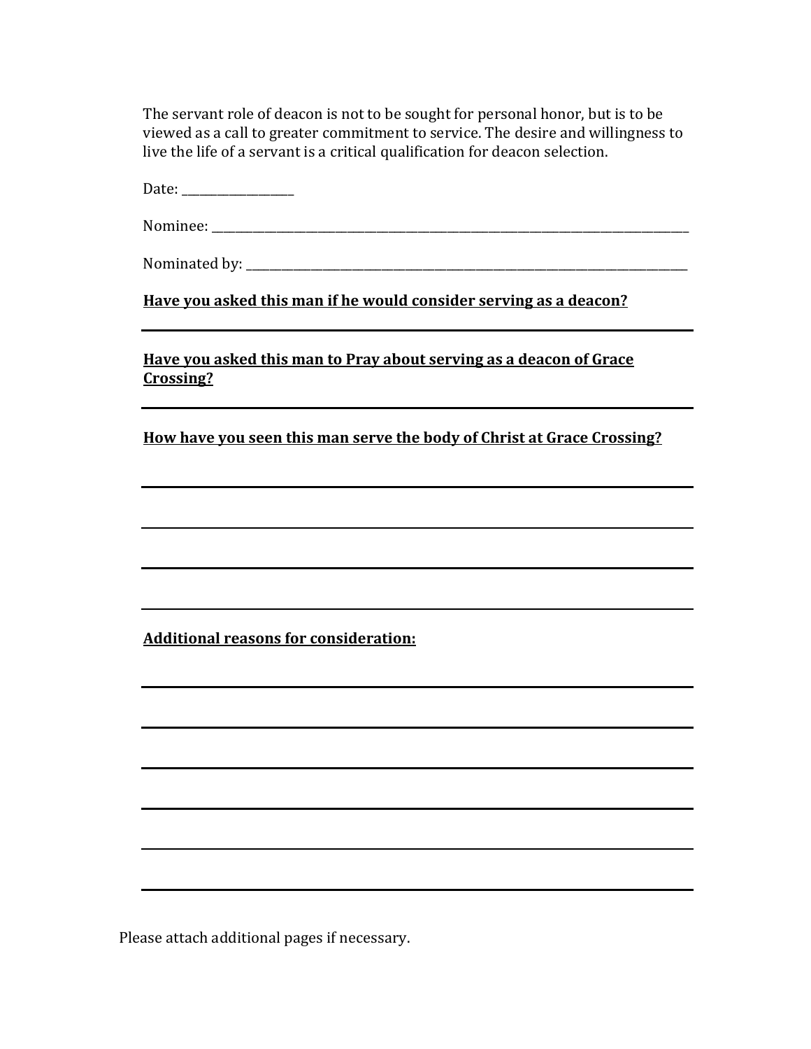The servant role of deacon is not to be sought for personal honor, but is to be viewed as a call to greater commitment to service. The desire and willingness to live the life of a servant is a critical qualification for deacon selection.

Date: ___________________

Nominee: ______________________________________________________________________________

Nominated by: __________________________________________________________________________

**Have you asked this man if he would consider serving as a deacon?**

______________________________________________________________________________

**Have you asked this man to Pray about serving as a deacon of Grace Crossing?**

______________________________________________________________________________

**How have you seen this man serve the body of Christ at Grace Crossing?**

______________________________________________________________________________

______________________________________________________________________________

______________________________________________________________________________

______________________________________________________________________________

**Additional reasons for consideration:**

______________________________________________________________________________

______________________________________________________________________________

______________________________________________________________________________

______________________________________________________________________________

______________________________________________________________________________

______________________________________________________________________________

Please attach additional pages if necessary.